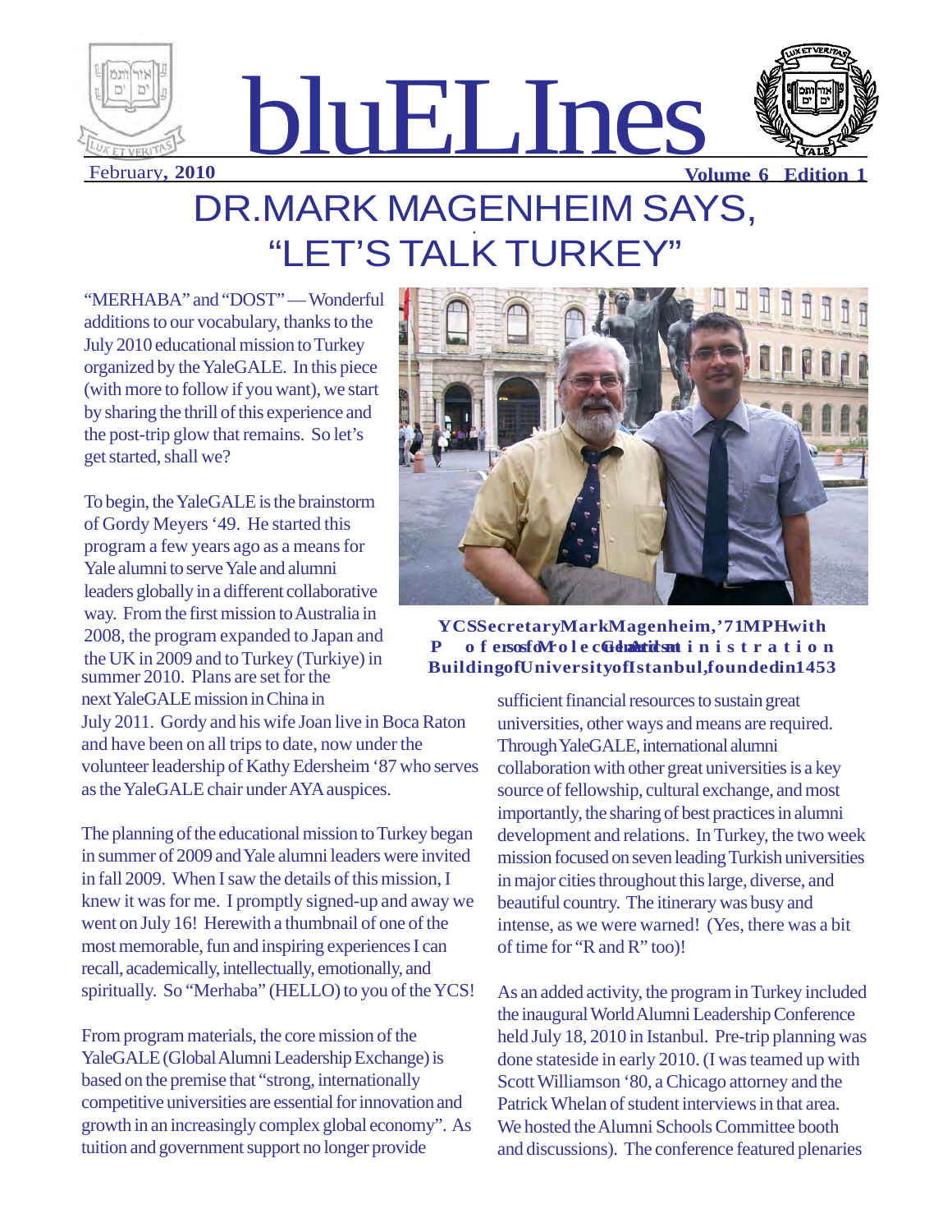# bluELInes

February, **2010** **Volume 6 Edition 1**

# DR.MARK MAGENHEIM SAYS, "LET'S TALK TURKEY"

"MERHABA" and "DOST" — Wonderful additions to our vocabulary, thanks to the July 2010 educational mission to Turkey organized by the YaleGALE. In this piece (with more to follow if you want), we start by sharing the thrill of this experience and the post-trip glow that remains. So let's get started, shall we?

To begin, the YaleGALE is the brainstorm of Gordy Meyers '49. He started this program a few years ago as a means for Yale alumni to serve Yale and alumni leaders globally in a different collaborative way. From the first mission to Australia in 2008, the program expanded to Japan and the UK in 2009 and to Turkey (Turkiye) in summer 2010. Plans are set for the next YaleGALE mission in China in July 2011. Gordy and his wife Joan live in Boca Raton and have been on all trips to date, now under the volunteer leadership of Kathy Edersheim '87 who serves as the YaleGALE chair under AYA auspices.

The planning of the educational mission to Turkey began in summer of 2009 and Yale alumni leaders were invited in fall 2009. When I saw the details of this mission, I knew it was for me. I promptly signed-up and away we went on July 16! Herewith a thumbnail of one of the most memorable, fun and inspiring experiences I can recall, academically, intellectually, emotionally, and spiritually. So "Merhaba" (HELLO) to you of the YCS!

From program materials, the core mission of the YaleGALE (Global Alumni Leadership Exchange) is based on the premise that "strong, internationally competitive universities are essential for innovation and growth in an increasingly complex global economy". As tuition and government support no longer provide sufficient financial resources to sustain great universities, other ways and means are required. Through YaleGALE, international alumni collaboration with other great universities is a key source of fellowship, cultural exchange, and most importantly, the sharing of best practices in alumni development and relations. In Turkey, the two week mission focused on seven leading Turkish universities in major cities throughout this large, diverse, and beautiful country. The itinerary was busy and intense, as we were warned! (Yes, there was a bit of time for "R and R" too)!

**YCS Secretary Mark Magenheim, '71 MPH with Professor of Molecular Genetics at Administration Building of University of Istanbul, founded in 1453**

As an added activity, the program in Turkey included the inaugural World Alumni Leadership Conference held July 18, 2010 in Istanbul. Pre-trip planning was done stateside in early 2010. (I was teamed up with Scott Williamson '80, a Chicago attorney and the Patrick Whelan of student interviews in that area. We hosted the Alumni Schools Committee booth and discussions). The conference featured plenaries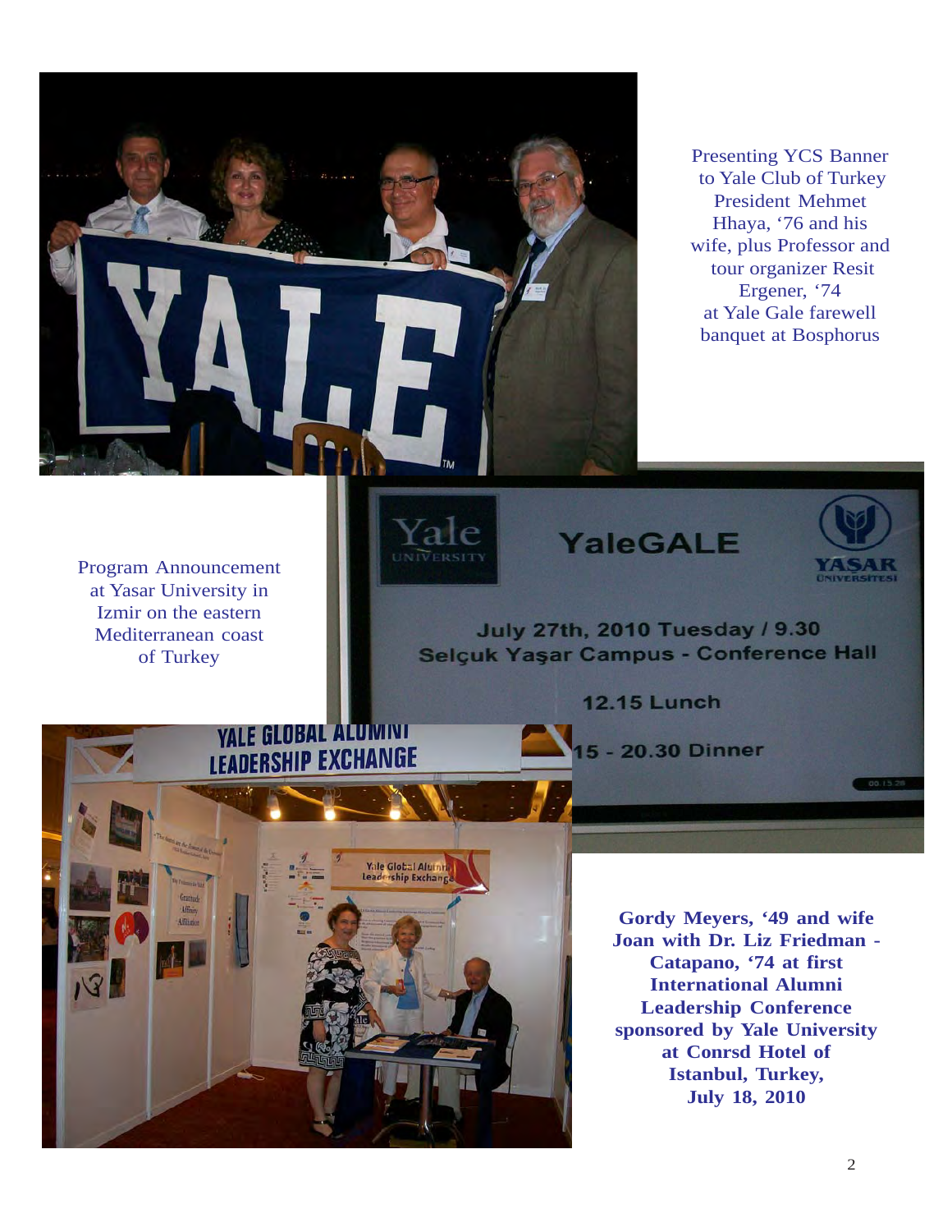Presenting YCS Banner to Yale Club of Turkey President Mehmet Hhaya, '76 and his wife, plus Professor and tour organizer Resit Ergener, '74 at Yale Gale farewell banquet at Bosphorus

Program Announcement at Yasar University in Izmir on the eastern Mediterranean coast of Turkey

**Gordy Meyers, '49 and wife Joan with Dr. Liz Friedman - Catapano, '74 at first International Alumni Leadership Conference sponsored by Yale University at Conrsd Hotel of Istanbul, Turkey, July 18, 2010**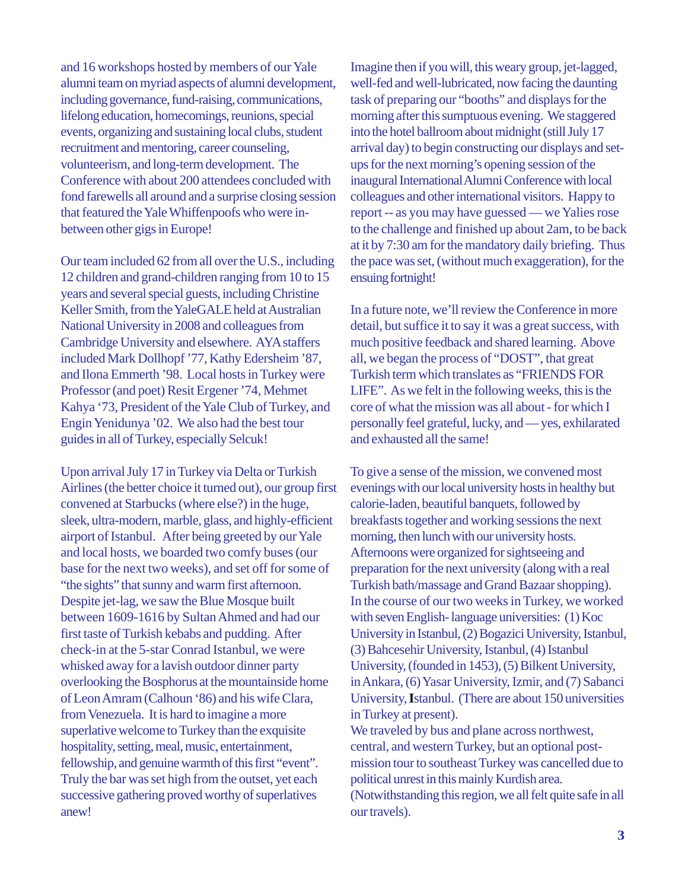and 16 workshops hosted by members of our Yale alumni team on myriad aspects of alumni development, including governance, fund-raising, communications, lifelong education, homecomings, reunions, special events, organizing and sustaining local clubs, student recruitment and mentoring, career counseling, volunteerism, and long-term development. The Conference with about 200 attendees concluded with fond farewells all around and a surprise closing session that featured the Yale Whiffenpoofs who were in-between other gigs in Europe!

Our team included 62 from all over the U.S., including 12 children and grand-children ranging from 10 to 15 years and several special guests, including Christine Keller Smith, from the YaleGALE held at Australian National University in 2008 and colleagues from Cambridge University and elsewhere. AYA staffers included Mark Dollhopf '77, Kathy Edersheim '87, and Ilona Emmerth '98. Local hosts in Turkey were Professor (and poet) Resit Ergener '74, Mehmet Kahya '73, President of the Yale Club of Turkey, and Engin Yenidunya '02. We also had the best tour guides in all of Turkey, especially Selcuk!

Upon arrival July 17 in Turkey via Delta or Turkish Airlines (the better choice it turned out), our group first convened at Starbucks (where else?) in the huge, sleek, ultra-modern, marble, glass, and highly-efficient airport of Istanbul. After being greeted by our Yale and local hosts, we boarded two comfy buses (our base for the next two weeks), and set off for some of "the sights" that sunny and warm first afternoon. Despite jet-lag, we saw the Blue Mosque built between 1609-1616 by Sultan Ahmed and had our first taste of Turkish kebabs and pudding. After check-in at the 5-star Conrad Istanbul, we were whisked away for a lavish outdoor dinner party overlooking the Bosphorus at the mountainside home of Leon Amram (Calhoun '86) and his wife Clara, from Venezuela. It is hard to imagine a more superlative welcome to Turkey than the exquisite hospitality, setting, meal, music, entertainment, fellowship, and genuine warmth of this first "event". Truly the bar was set high from the outset, yet each successive gathering proved worthy of superlatives anew!

Imagine then if you will, this weary group, jet-lagged, well-fed and well-lubricated, now facing the daunting task of preparing our "booths" and displays for the morning after this sumptuous evening. We staggered into the hotel ballroom about midnight (still July 17 arrival day) to begin constructing our displays and set-ups for the next morning's opening session of the inaugural International Alumni Conference with local colleagues and other international visitors. Happy to report -- as you may have guessed — we Yalies rose to the challenge and finished up about 2am, to be back at it by 7:30 am for the mandatory daily briefing. Thus the pace was set, (without much exaggeration), for the ensuing fortnight!

In a future note, we'll review the Conference in more detail, but suffice it to say it was a great success, with much positive feedback and shared learning. Above all, we began the process of "DOST", that great Turkish term which translates as "FRIENDS FOR LIFE". As we felt in the following weeks, this is the core of what the mission was all about - for which I personally feel grateful, lucky, and — yes, exhilarated and exhausted all the same!

To give a sense of the mission, we convened most evenings with our local university hosts in healthy but calorie-laden, beautiful banquets, followed by breakfasts together and working sessions the next morning, then lunch with our university hosts. Afternoons were organized for sightseeing and preparation for the next university (along with a real Turkish bath/massage and Grand Bazaar shopping). In the course of our two weeks in Turkey, we worked with seven English- language universities: (1) Koc University in Istanbul, (2) Bogazici University, Istanbul, (3) Bahcesehir University, Istanbul, (4) Istanbul University, (founded in 1453), (5) Bilkent University, in Ankara, (6) Yasar University, Izmir, and (7) Sabanci University, Istanbul. (There are about 150 universities in Turkey at present).

We traveled by bus and plane across northwest, central, and western Turkey, but an optional post-mission tour to southeast Turkey was cancelled due to political unrest in this mainly Kurdish area. (Notwithstanding this region, we all felt quite safe in all our travels).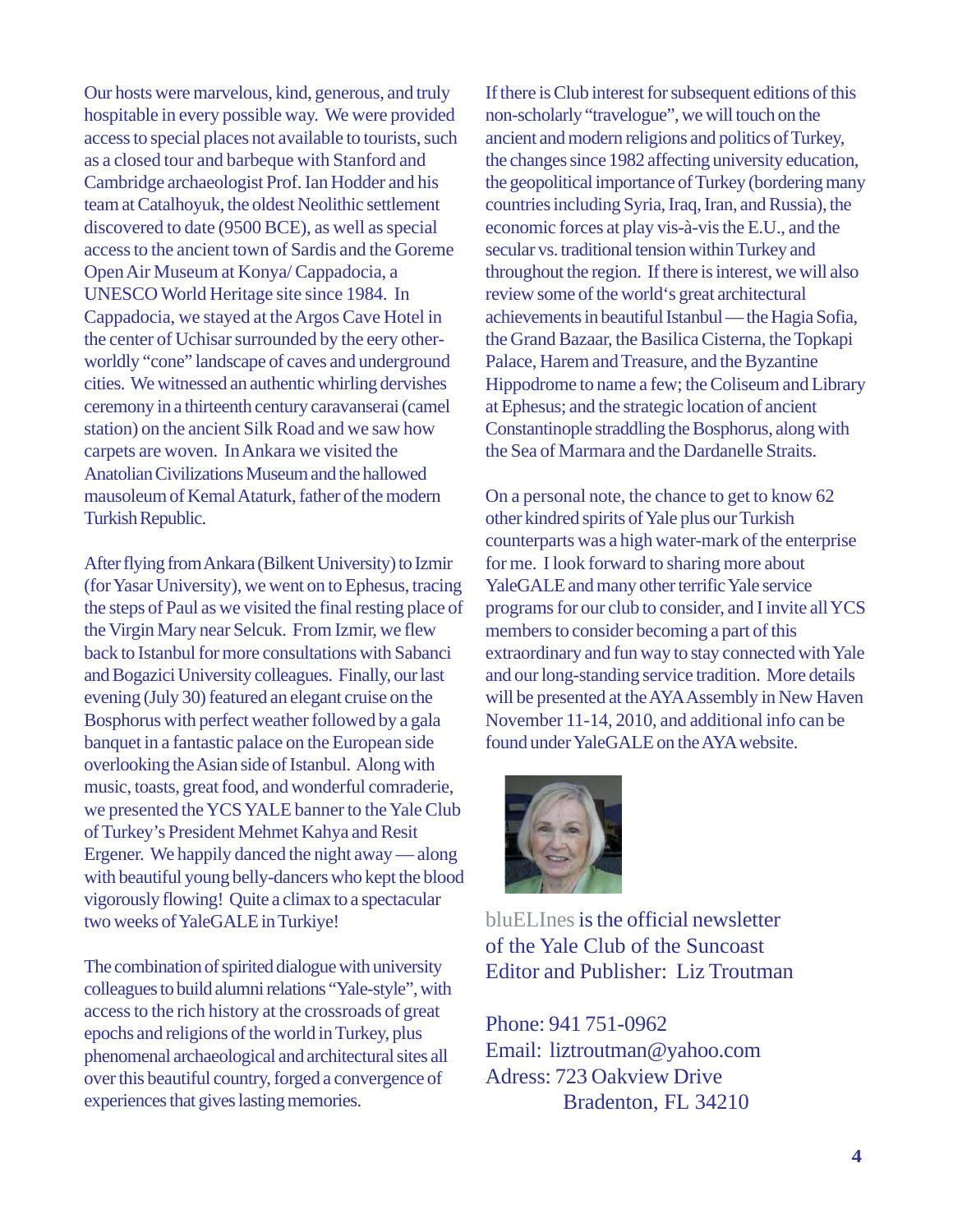Our hosts were marvelous, kind, generous, and truly hospitable in every possible way. We were provided access to special places not available to tourists, such as a closed tour and barbeque with Stanford and Cambridge archaeologist Prof. Ian Hodder and his team at Catalhoyuk, the oldest Neolithic settlement discovered to date (9500 BCE), as well as special access to the ancient town of Sardis and the Goreme Open Air Museum at Konya/ Cappadocia, a UNESCO World Heritage site since 1984. In Cappadocia, we stayed at the Argos Cave Hotel in the center of Uchisar surrounded by the eery other-worldly "cone" landscape of caves and underground cities. We witnessed an authentic whirling dervishes ceremony in a thirteenth century caravanserai (camel station) on the ancient Silk Road and we saw how carpets are woven. In Ankara we visited the Anatolian Civilizations Museum and the hallowed mausoleum of Kemal Ataturk, father of the modern Turkish Republic.

After flying from Ankara (Bilkent University) to Izmir (for Yasar University), we went on to Ephesus, tracing the steps of Paul as we visited the final resting place of the Virgin Mary near Selcuk. From Izmir, we flew back to Istanbul for more consultations with Sabanci and Bogazici University colleagues. Finally, our last evening (July 30) featured an elegant cruise on the Bosphorus with perfect weather followed by a gala banquet in a fantastic palace on the European side overlooking the Asian side of Istanbul. Along with music, toasts, great food, and wonderful comraderie, we presented the YCS YALE banner to the Yale Club of Turkey's President Mehmet Kahya and Resit Ergener. We happily danced the night away — along with beautiful young belly-dancers who kept the blood vigorously flowing! Quite a climax to a spectacular two weeks of YaleGALE in Turkiye!

The combination of spirited dialogue with university colleagues to build alumni relations "Yale-style", with access to the rich history at the crossroads of great epochs and religions of the world in Turkey, plus phenomenal archaeological and architectural sites all over this beautiful country, forged a convergence of experiences that gives lasting memories.

If there is Club interest for subsequent editions of this non-scholarly "travelogue", we will touch on the ancient and modern religions and politics of Turkey, the changes since 1982 affecting university education, the geopolitical importance of Turkey (bordering many countries including Syria, Iraq, Iran, and Russia), the economic forces at play vis-à-vis the E.U., and the secular vs. traditional tension within Turkey and throughout the region. If there is interest, we will also review some of the world's great architectural achievements in beautiful Istanbul — the Hagia Sofia, the Grand Bazaar, the Basilica Cisterna, the Topkapi Palace, Harem and Treasure, and the Byzantine Hippodrome to name a few; the Coliseum and Library at Ephesus; and the strategic location of ancient Constantinople straddling the Bosphorus, along with the Sea of Marmara and the Dardanelle Straits.

On a personal note, the chance to get to know 62 other kindred spirits of Yale plus our Turkish counterparts was a high water-mark of the enterprise for me. I look forward to sharing more about YaleGALE and many other terrific Yale service programs for our club to consider, and I invite all YCS members to consider becoming a part of this extraordinary and fun way to stay connected with Yale and our long-standing service tradition. More details will be presented at the AYA Assembly in New Haven November 11-14, 2010, and additional info can be found under YaleGALE on the AYA website.

bluELInes is the official newsletter of the Yale Club of the Suncoast
Editor and Publisher: Liz Troutman

Phone: 941 751-0962
Email: liztroutman@yahoo.com
Adress: 723 Oakview Drive
Bradenton, FL 34210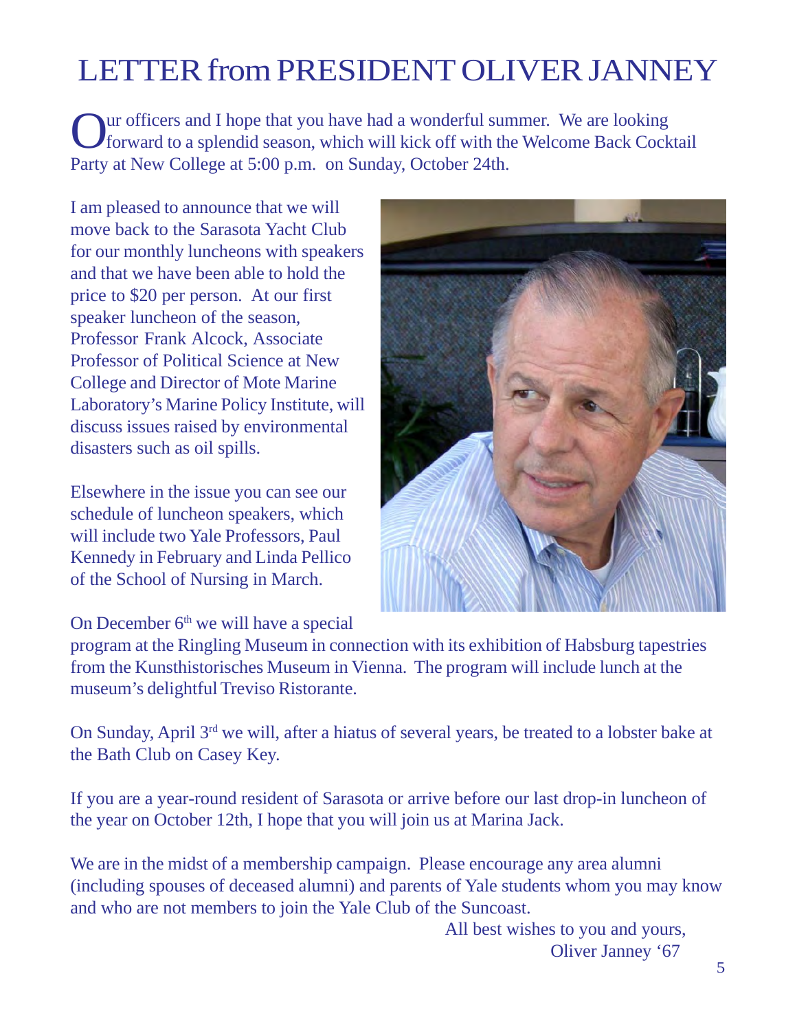# LETTER from PRESIDENT OLIVER JANNEY

Our officers and I hope that you have had a wonderful summer. We are looking forward to a splendid season, which will kick off with the Welcome Back Cocktail Party at New College at 5:00 p.m. on Sunday, October 24th.

I am pleased to announce that we will move back to the Sarasota Yacht Club for our monthly luncheons with speakers and that we have been able to hold the price to $20 per person. At our first speaker luncheon of the season, Professor Frank Alcock, Associate Professor of Political Science at New College and Director of Mote Marine Laboratory's Marine Policy Institute, will discuss issues raised by environmental disasters such as oil spills.

Elsewhere in the issue you can see our schedule of luncheon speakers, which will include two Yale Professors, Paul Kennedy in February and Linda Pellico of the School of Nursing in March.

On December 6th we will have a special program at the Ringling Museum in connection with its exhibition of Habsburg tapestries from the Kunsthistorisches Museum in Vienna. The program will include lunch at the museum's delightful Treviso Ristorante.

On Sunday, April 3rd we will, after a hiatus of several years, be treated to a lobster bake at the Bath Club on Casey Key.

If you are a year-round resident of Sarasota or arrive before our last drop-in luncheon of the year on October 12th, I hope that you will join us at Marina Jack.

We are in the midst of a membership campaign. Please encourage any area alumni (including spouses of deceased alumni) and parents of Yale students whom you may know and who are not members to join the Yale Club of the Suncoast.

All best wishes to you and yours,

Oliver Janney '67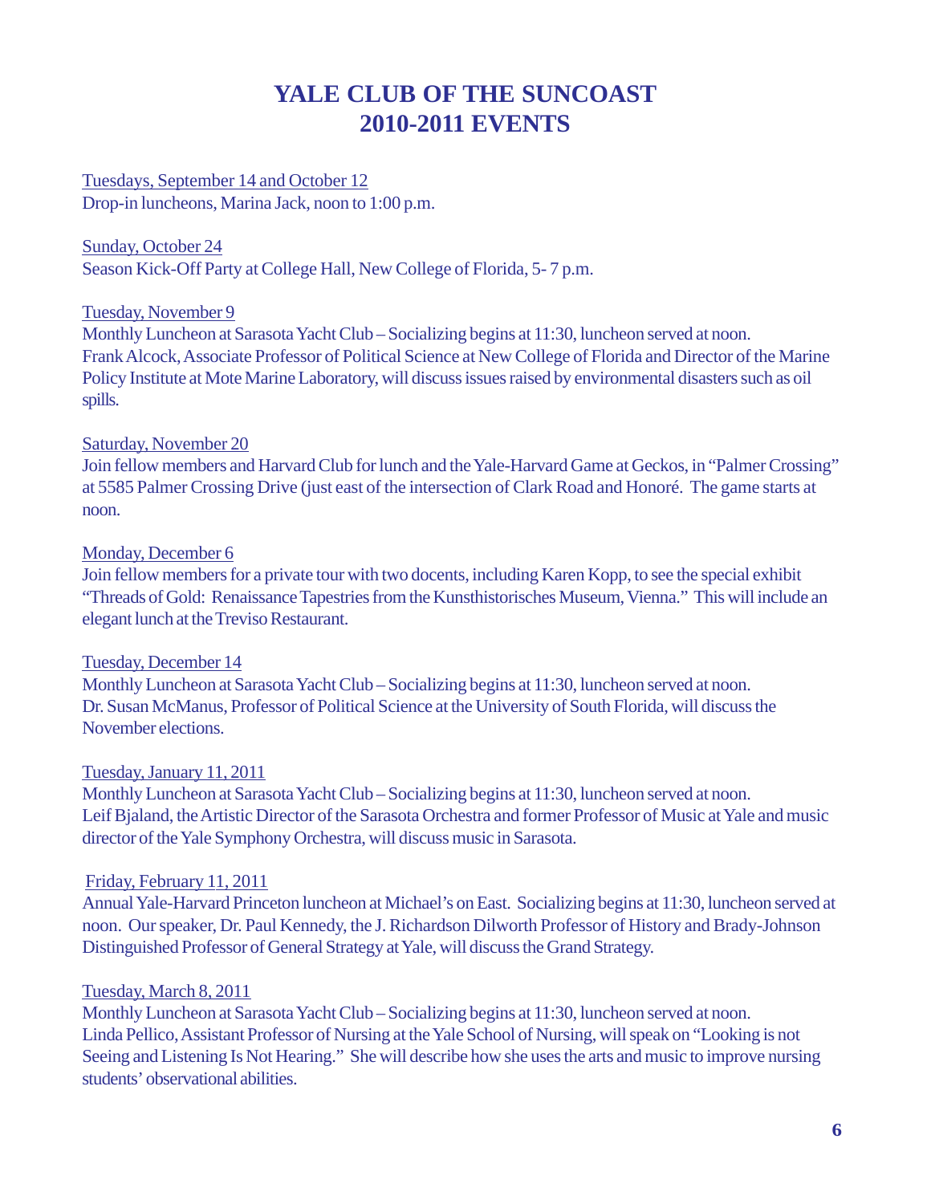# YALE CLUB OF THE SUNCOAST
# 2010-2011 EVENTS

<u>Tuesdays, September 14 and October 12</u>
Drop-in luncheons, Marina Jack, noon to 1:00 p.m.

<u>Sunday, October 24</u>
Season Kick-Off Party at College Hall, New College of Florida, 5- 7 p.m.

<u>Tuesday, November 9</u>
Monthly Luncheon at Sarasota Yacht Club – Socializing begins at 11:30, luncheon served at noon. Frank Alcock, Associate Professor of Political Science at New College of Florida and Director of the Marine Policy Institute at Mote Marine Laboratory, will discuss issues raised by environmental disasters such as oil spills.

<u>Saturday, November 20</u>
Join fellow members and Harvard Club for lunch and the Yale-Harvard Game at Geckos, in "Palmer Crossing" at 5585 Palmer Crossing Drive (just east of the intersection of Clark Road and Honoré. The game starts at noon.

<u>Monday, December 6</u>
Join fellow members for a private tour with two docents, including Karen Kopp, to see the special exhibit "Threads of Gold: Renaissance Tapestries from the Kunsthistorisches Museum, Vienna." This will include an elegant lunch at the Treviso Restaurant.

<u>Tuesday, December 14</u>
Monthly Luncheon at Sarasota Yacht Club – Socializing begins at 11:30, luncheon served at noon. Dr. Susan McManus, Professor of Political Science at the University of South Florida, will discuss the November elections.

<u>Tuesday, January 11, 2011</u>
Monthly Luncheon at Sarasota Yacht Club – Socializing begins at 11:30, luncheon served at noon. Leif Bjaland, the Artistic Director of the Sarasota Orchestra and former Professor of Music at Yale and music director of the Yale Symphony Orchestra, will discuss music in Sarasota.

<u>Friday, February 11, 2011</u>
Annual Yale-Harvard Princeton luncheon at Michael's on East. Socializing begins at 11:30, luncheon served at noon. Our speaker, Dr. Paul Kennedy, the J. Richardson Dilworth Professor of History and Brady-Johnson Distinguished Professor of General Strategy at Yale, will discuss the Grand Strategy.

<u>Tuesday, March 8, 2011</u>
Monthly Luncheon at Sarasota Yacht Club – Socializing begins at 11:30, luncheon served at noon. Linda Pellico, Assistant Professor of Nursing at the Yale School of Nursing, will speak on "Looking is not Seeing and Listening Is Not Hearing." She will describe how she uses the arts and music to improve nursing students' observational abilities.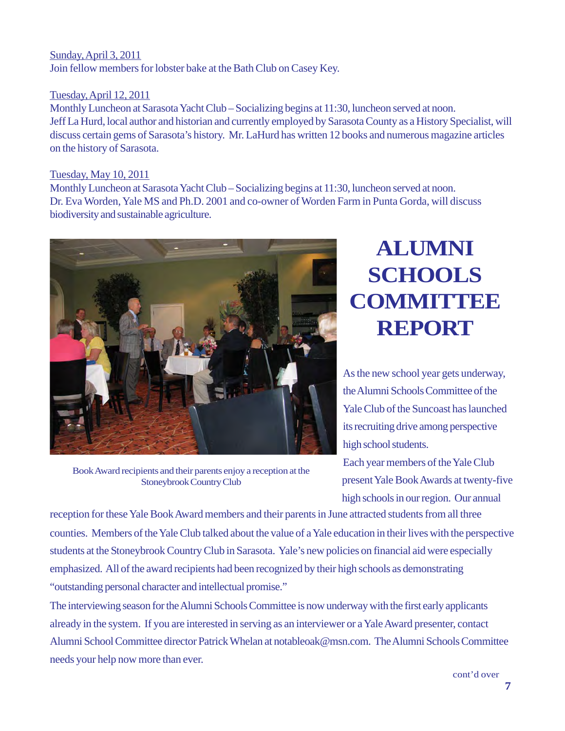Sunday, April 3, 2011
Join fellow members for lobster bake at the Bath Club on Casey Key.

Tuesday, April 12, 2011
Monthly Luncheon at Sarasota Yacht Club – Socializing begins at 11:30, luncheon served at noon.
Jeff La Hurd, local author and historian and currently employed by Sarasota County as a History Specialist, will discuss certain gems of Sarasota's history. Mr. LaHurd has written 12 books and numerous magazine articles on the history of Sarasota.

Tuesday, May 10, 2011
Monthly Luncheon at Sarasota Yacht Club – Socializing begins at 11:30, luncheon served at noon.
Dr. Eva Worden, Yale MS and Ph.D. 2001 and co-owner of Worden Farm in Punta Gorda, will discuss biodiversity and sustainable agriculture.

Book Award recipients and their parents enjoy a reception at the Stoneybrook Country Club

# ALUMNI SCHOOLS COMMITTEE REPORT

As the new school year gets underway, the Alumni Schools Committee of the Yale Club of the Suncoast has launched its recruiting drive among perspective high school students.

Each year members of the Yale Club present Yale Book Awards at twenty-five high schools in our region. Our annual reception for these Yale Book Award members and their parents in June attracted students from all three counties. Members of the Yale Club talked about the value of a Yale education in their lives with the perspective students at the Stoneybrook Country Club in Sarasota. Yale's new policies on financial aid were especially emphasized. All of the award recipients had been recognized by their high schools as demonstrating "outstanding personal character and intellectual promise."

The interviewing season for the Alumni Schools Committee is now underway with the first early applicants already in the system. If you are interested in serving as an interviewer or a Yale Award presenter, contact Alumni School Committee director Patrick Whelan at notableoak@msn.com. The Alumni Schools Committee needs your help now more than ever.

cont'd over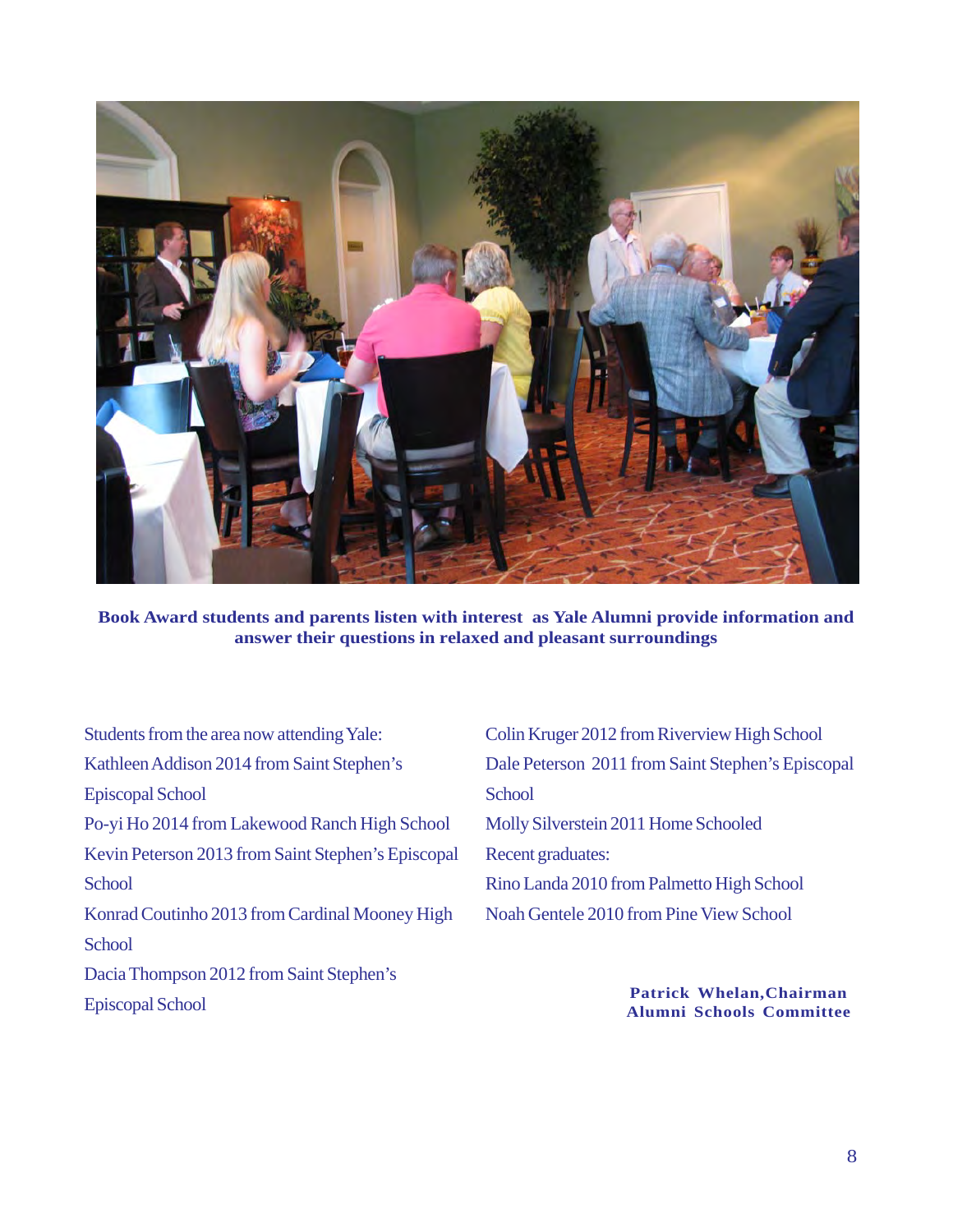**Book Award students and parents listen with interest as Yale Alumni provide information and answer their questions in relaxed and pleasant surroundings**

Students from the area now attending Yale:

Kathleen Addison 2014 from Saint Stephen's Episcopal School

Po-yi Ho 2014 from Lakewood Ranch High School

Kevin Peterson 2013 from Saint Stephen's Episcopal School

Konrad Coutinho 2013 from Cardinal Mooney High School

Dacia Thompson 2012 from Saint Stephen's Episcopal School

Colin Kruger 2012 from Riverview High School

Dale Peterson 2011 from Saint Stephen's Episcopal School

Molly Silverstein 2011 Home Schooled

Recent graduates:

Rino Landa 2010 from Palmetto High School

Noah Gentele 2010 from Pine View School

**Patrick Whelan, Chairman**
**Alumni Schools Committee**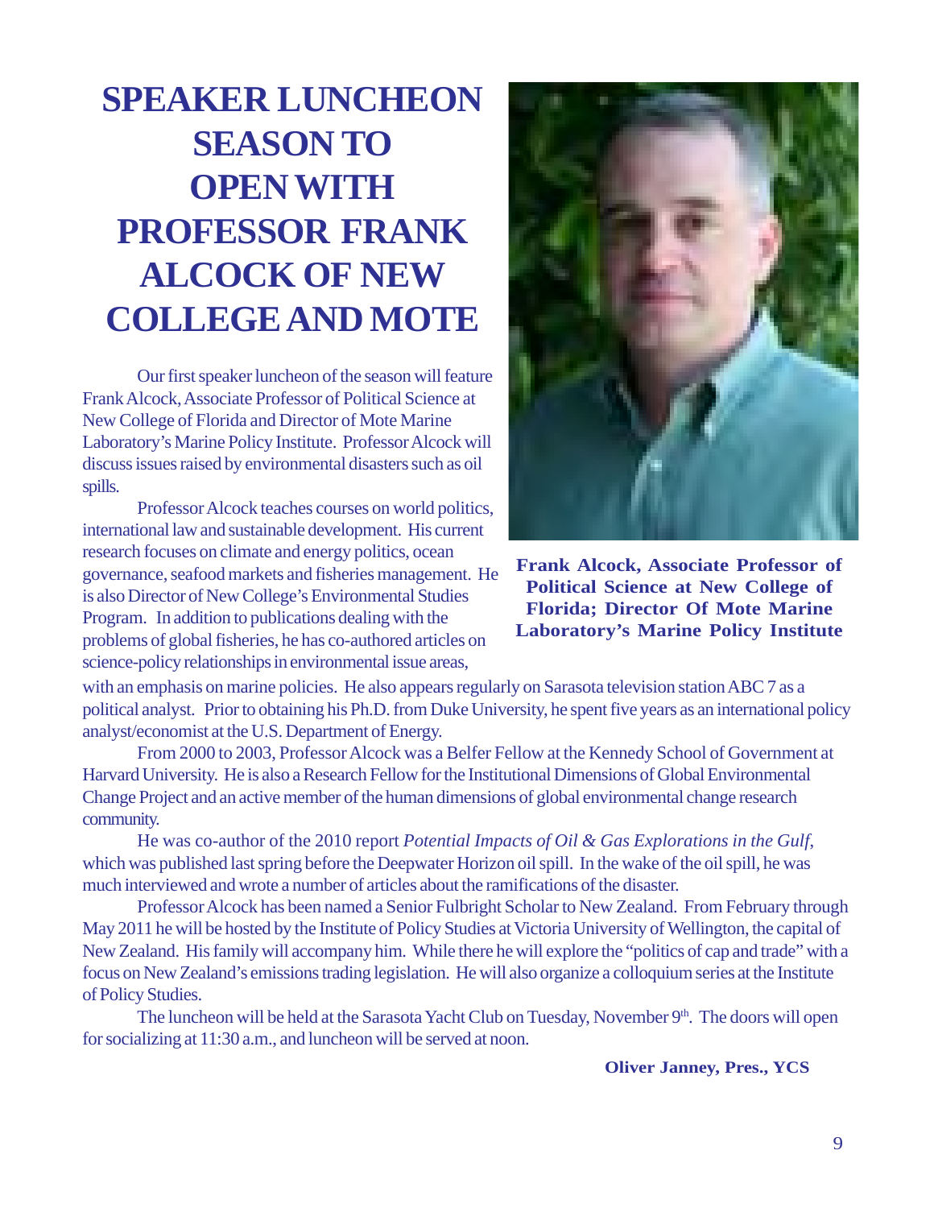# SPEAKER LUNCHEON SEASON TO OPEN WITH PROFESSOR FRANK ALCOCK OF NEW COLLEGE AND MOTE

**Frank Alcock, Associate Professor of Political Science at New College of Florida; Director Of Mote Marine Laboratory's Marine Policy Institute**

Our first speaker luncheon of the season will feature Frank Alcock, Associate Professor of Political Science at New College of Florida and Director of Mote Marine Laboratory's Marine Policy Institute. Professor Alcock will discuss issues raised by environmental disasters such as oil spills.

Professor Alcock teaches courses on world politics, international law and sustainable development. His current research focuses on climate and energy politics, ocean governance, seafood markets and fisheries management. He is also Director of New College's Environmental Studies Program. In addition to publications dealing with the problems of global fisheries, he has co-authored articles on science-policy relationships in environmental issue areas, with an emphasis on marine policies. He also appears regularly on Sarasota television station ABC 7 as a political analyst. Prior to obtaining his Ph.D. from Duke University, he spent five years as an international policy analyst/economist at the U.S. Department of Energy.

From 2000 to 2003, Professor Alcock was a Belfer Fellow at the Kennedy School of Government at Harvard University. He is also a Research Fellow for the Institutional Dimensions of Global Environmental Change Project and an active member of the human dimensions of global environmental change research community.

He was co-author of the 2010 report *Potential Impacts of Oil & Gas Explorations in the Gulf*, which was published last spring before the Deepwater Horizon oil spill. In the wake of the oil spill, he was much interviewed and wrote a number of articles about the ramifications of the disaster.

Professor Alcock has been named a Senior Fulbright Scholar to New Zealand. From February through May 2011 he will be hosted by the Institute of Policy Studies at Victoria University of Wellington, the capital of New Zealand. His family will accompany him. While there he will explore the "politics of cap and trade" with a focus on New Zealand's emissions trading legislation. He will also organize a colloquium series at the Institute of Policy Studies.

The luncheon will be held at the Sarasota Yacht Club on Tuesday, November 9th. The doors will open for socializing at 11:30 a.m., and luncheon will be served at noon.

**Oliver Janney, Pres., YCS**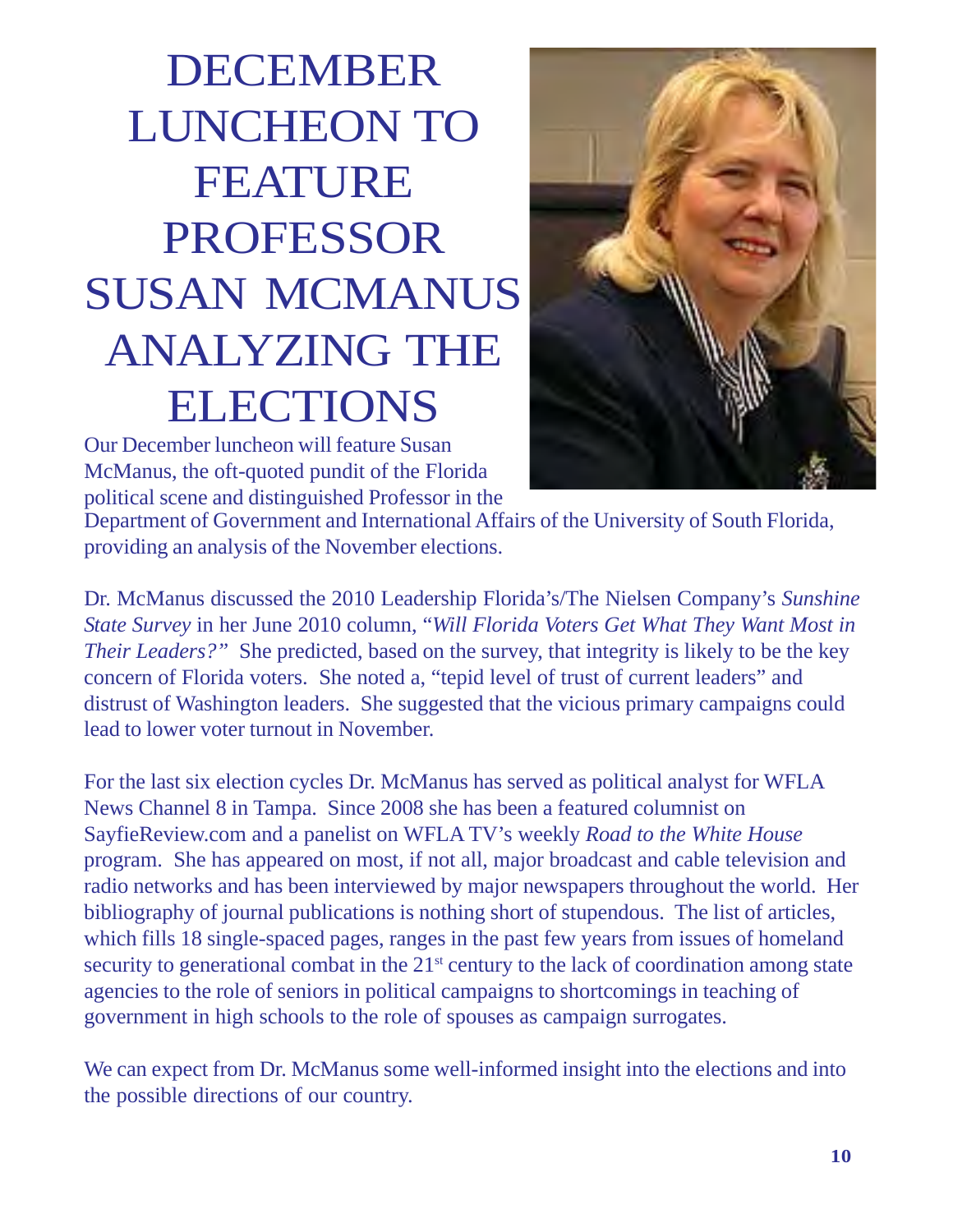# DECEMBER LUNCHEON TO FEATURE PROFESSOR SUSAN MCMANUS ANALYZING THE ELECTIONS

Our December luncheon will feature Susan McManus, the oft-quoted pundit of the Florida political scene and distinguished Professor in the Department of Government and International Affairs of the University of South Florida, providing an analysis of the November elections.

Dr. McManus discussed the 2010 Leadership Florida's/The Nielsen Company's *Sunshine State Survey* in her June 2010 column, "*Will Florida Voters Get What They Want Most in Their Leaders?"* She predicted, based on the survey, that integrity is likely to be the key concern of Florida voters. She noted a, "tepid level of trust of current leaders" and distrust of Washington leaders. She suggested that the vicious primary campaigns could lead to lower voter turnout in November.

For the last six election cycles Dr. McManus has served as political analyst for WFLA News Channel 8 in Tampa. Since 2008 she has been a featured columnist on SayfieReview.com and a panelist on WFLA TV's weekly *Road to the White House* program. She has appeared on most, if not all, major broadcast and cable television and radio networks and has been interviewed by major newspapers throughout the world. Her bibliography of journal publications is nothing short of stupendous. The list of articles, which fills 18 single-spaced pages, ranges in the past few years from issues of homeland security to generational combat in the 21st century to the lack of coordination among state agencies to the role of seniors in political campaigns to shortcomings in teaching of government in high schools to the role of spouses as campaign surrogates.

We can expect from Dr. McManus some well-informed insight into the elections and into the possible directions of our country.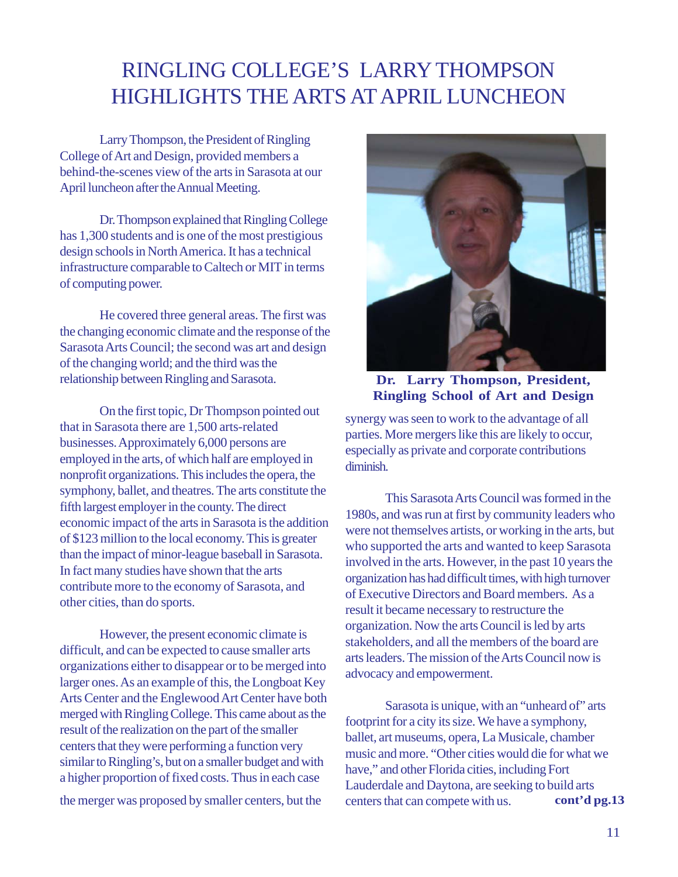# RINGLING COLLEGE'S LARRY THOMPSON HIGHLIGHTS THE ARTS AT APRIL LUNCHEON

Larry Thompson, the President of Ringling College of Art and Design, provided members a behind-the-scenes view of the arts in Sarasota at our April luncheon after the Annual Meeting.

Dr. Thompson explained that Ringling College has 1,300 students and is one of the most prestigious design schools in North America. It has a technical infrastructure comparable to Caltech or MIT in terms of computing power.

He covered three general areas. The first was the changing economic climate and the response of the Sarasota Arts Council; the second was art and design of the changing world; and the third was the relationship between Ringling and Sarasota.

On the first topic, Dr Thompson pointed out that in Sarasota there are 1,500 arts-related businesses. Approximately 6,000 persons are employed in the arts, of which half are employed in nonprofit organizations. This includes the opera, the symphony, ballet, and theatres. The arts constitute the fifth largest employer in the county. The direct economic impact of the arts in Sarasota is the addition of $123 million to the local economy. This is greater than the impact of minor-league baseball in Sarasota. In fact many studies have shown that the arts contribute more to the economy of Sarasota, and other cities, than do sports.

However, the present economic climate is difficult, and can be expected to cause smaller arts organizations either to disappear or to be merged into larger ones. As an example of this, the Longboat Key Arts Center and the Englewood Art Center have both merged with Ringling College. This came about as the result of the realization on the part of the smaller centers that they were performing a function very similar to Ringling's, but on a smaller budget and with a higher proportion of fixed costs. Thus in each case the merger was proposed by smaller centers, but the synergy was seen to work to the advantage of all parties. More mergers like this are likely to occur, especially as private and corporate contributions diminish.

**Dr. Larry Thompson, President, Ringling School of Art and Design**

This Sarasota Arts Council was formed in the 1980s, and was run at first by community leaders who were not themselves artists, or working in the arts, but who supported the arts and wanted to keep Sarasota involved in the arts. However, in the past 10 years the organization has had difficult times, with high turnover of Executive Directors and Board members. As a result it became necessary to restructure the organization. Now the arts Council is led by arts stakeholders, and all the members of the board are arts leaders. The mission of the Arts Council now is advocacy and empowerment.

Sarasota is unique, with an "unheard of" arts footprint for a city its size. We have a symphony, ballet, art museums, opera, La Musicale, chamber music and more. "Other cities would die for what we have," and other Florida cities, including Fort Lauderdale and Daytona, are seeking to build arts centers that can compete with us. **cont'd pg.13**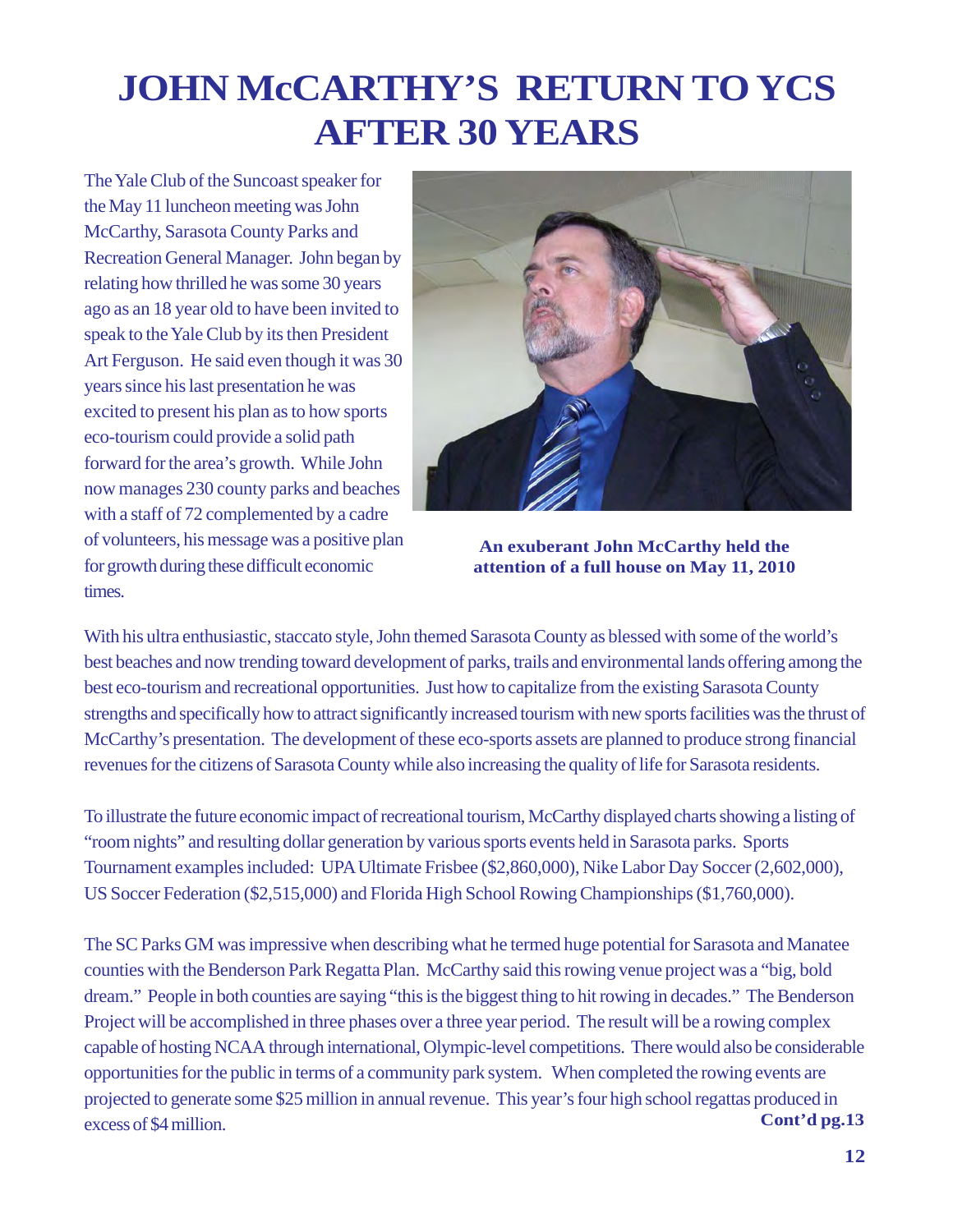# JOHN McCARTHY'S RETURN TO YCS AFTER 30 YEARS

The Yale Club of the Suncoast speaker for the May 11 luncheon meeting was John McCarthy, Sarasota County Parks and Recreation General Manager. John began by relating how thrilled he was some 30 years ago as an 18 year old to have been invited to speak to the Yale Club by its then President Art Ferguson. He said even though it was 30 years since his last presentation he was excited to present his plan as to how sports eco-tourism could provide a solid path forward for the area's growth. While John now manages 230 county parks and beaches with a staff of 72 complemented by a cadre of volunteers, his message was a positive plan for growth during these difficult economic times.

**An exuberant John McCarthy held the attention of a full house on May 11, 2010**

With his ultra enthusiastic, staccato style, John themed Sarasota County as blessed with some of the world's best beaches and now trending toward development of parks, trails and environmental lands offering among the best eco-tourism and recreational opportunities. Just how to capitalize from the existing Sarasota County strengths and specifically how to attract significantly increased tourism with new sports facilities was the thrust of McCarthy's presentation. The development of these eco-sports assets are planned to produce strong financial revenues for the citizens of Sarasota County while also increasing the quality of life for Sarasota residents.

To illustrate the future economic impact of recreational tourism, McCarthy displayed charts showing a listing of "room nights" and resulting dollar generation by various sports events held in Sarasota parks. Sports Tournament examples included: UPA Ultimate Frisbee ($2,860,000), Nike Labor Day Soccer (2,602,000), US Soccer Federation ($2,515,000) and Florida High School Rowing Championships ($1,760,000).

The SC Parks GM was impressive when describing what he termed huge potential for Sarasota and Manatee counties with the Benderson Park Regatta Plan. McCarthy said this rowing venue project was a "big, bold dream." People in both counties are saying "this is the biggest thing to hit rowing in decades." The Benderson Project will be accomplished in three phases over a three year period. The result will be a rowing complex capable of hosting NCAA through international, Olympic-level competitions. There would also be considerable opportunities for the public in terms of a community park system. When completed the rowing events are projected to generate some $25 million in annual revenue. This year's four high school regattas produced in excess of $4 million.

**Cont'd pg.13**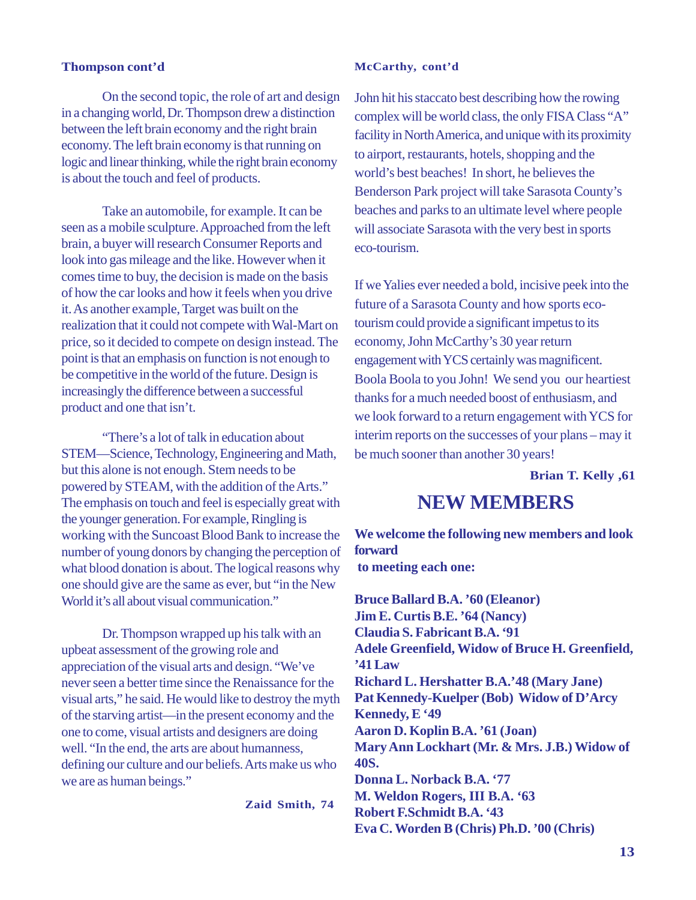**Thompson cont'd**

On the second topic, the role of art and design in a changing world, Dr. Thompson drew a distinction between the left brain economy and the right brain economy. The left brain economy is that running on logic and linear thinking, while the right brain economy is about the touch and feel of products.

Take an automobile, for example. It can be seen as a mobile sculpture. Approached from the left brain, a buyer will research Consumer Reports and look into gas mileage and the like. However when it comes time to buy, the decision is made on the basis of how the car looks and how it feels when you drive it. As another example, Target was built on the realization that it could not compete with Wal-Mart on price, so it decided to compete on design instead. The point is that an emphasis on function is not enough to be competitive in the world of the future. Design is increasingly the difference between a successful product and one that isn't.

"There's a lot of talk in education about STEM—Science, Technology, Engineering and Math, but this alone is not enough. Stem needs to be powered by STEAM, with the addition of the Arts." The emphasis on touch and feel is especially great with the younger generation. For example, Ringling is working with the Suncoast Blood Bank to increase the number of young donors by changing the perception of what blood donation is about. The logical reasons why one should give are the same as ever, but "in the New World it's all about visual communication."

Dr. Thompson wrapped up his talk with an upbeat assessment of the growing role and appreciation of the visual arts and design. "We've never seen a better time since the Renaissance for the visual arts," he said. He would like to destroy the myth of the starving artist—in the present economy and the one to come, visual artists and designers are doing well. "In the end, the arts are about humanness, defining our culture and our beliefs. Arts make us who we are as human beings."

**Zaid Smith, 74**

**McCarthy, cont'd**

John hit his staccato best describing how the rowing complex will be world class, the only FISA Class "A" facility in North America, and unique with its proximity to airport, restaurants, hotels, shopping and the world's best beaches! In short, he believes the Benderson Park project will take Sarasota County's beaches and parks to an ultimate level where people will associate Sarasota with the very best in sports eco-tourism.

If we Yalies ever needed a bold, incisive peek into the future of a Sarasota County and how sports eco-tourism could provide a significant impetus to its economy, John McCarthy's 30 year return engagement with YCS certainly was magnificent. Boola Boola to you John! We send you our heartiest thanks for a much needed boost of enthusiasm, and we look forward to a return engagement with YCS for interim reports on the successes of your plans – may it be much sooner than another 30 years!

**Brian T. Kelly ,61**

# NEW MEMBERS

**We welcome the following new members and look forward to meeting each one:**

**Bruce Ballard B.A. '60 (Eleanor)**
**Jim E. Curtis B.E. '64 (Nancy)**
**Claudia S. Fabricant B.A. '91**
**Adele Greenfield, Widow of Bruce H. Greenfield, '41 Law**
**Richard L. Hershatter B.A.'48 (Mary Jane)**
**Pat Kennedy-Kuelper (Bob) Widow of D'Arcy Kennedy, E '49**
**Aaron D. Koplin B.A. '61 (Joan)**
**Mary Ann Lockhart (Mr. & Mrs. J.B.) Widow of 40S.**
**Donna L. Norback B.A. '77**
**M. Weldon Rogers, III B.A. '63**
**Robert F.Schmidt B.A. '43**
**Eva C. Worden B (Chris) Ph.D. '00 (Chris)**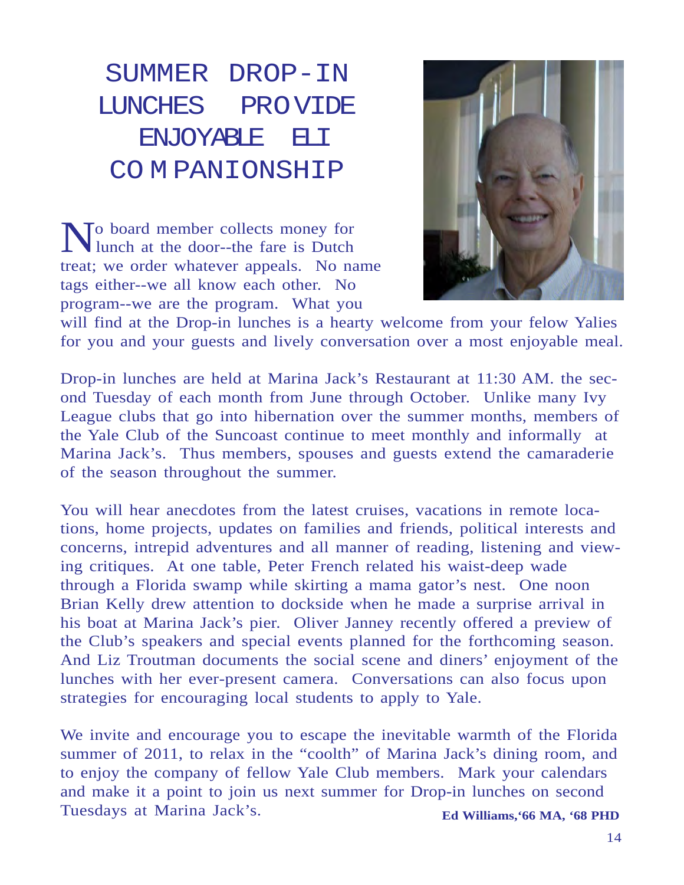# SUMMER DROP-IN LUNCHES PROVIDE ENJOYABLE ELI COMPANIONSHIP

No board member collects money for lunch at the door--the fare is Dutch treat; we order whatever appeals. No name tags either--we all know each other. No program--we are the program. What you will find at the Drop-in lunches is a hearty welcome from your felow Yalies for you and your guests and lively conversation over a most enjoyable meal.

Drop-in lunches are held at Marina Jack's Restaurant at 11:30 AM. the second Tuesday of each month from June through October. Unlike many Ivy League clubs that go into hibernation over the summer months, members of the Yale Club of the Suncoast continue to meet monthly and informally at Marina Jack's. Thus members, spouses and guests extend the camaraderie of the season throughout the summer.

You will hear anecdotes from the latest cruises, vacations in remote locations, home projects, updates on families and friends, political interests and concerns, intrepid adventures and all manner of reading, listening and viewing critiques. At one table, Peter French related his waist-deep wade through a Florida swamp while skirting a mama gator's nest. One noon Brian Kelly drew attention to dockside when he made a surprise arrival in his boat at Marina Jack's pier. Oliver Janney recently offered a preview of the Club's speakers and special events planned for the forthcoming season. And Liz Troutman documents the social scene and diners' enjoyment of the lunches with her ever-present camera. Conversations can also focus upon strategies for encouraging local students to apply to Yale.

We invite and encourage you to escape the inevitable warmth of the Florida summer of 2011, to relax in the "coolth" of Marina Jack's dining room, and to enjoy the company of fellow Yale Club members. Mark your calendars and make it a point to join us next summer for Drop-in lunches on second Tuesdays at Marina Jack's.

**Ed Williams,'66 MA, '68 PHD**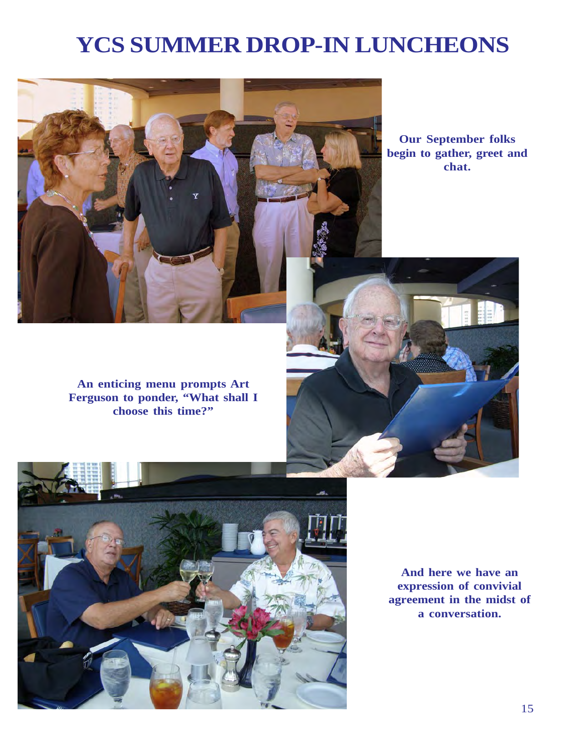# YCS SUMMER DROP-IN LUNCHEONS

**Our September folks begin to gather, greet and chat.**

**An enticing menu prompts Art Ferguson to ponder, "What shall I choose this time?"**

**And here we have an expression of convivial agreement in the midst of a conversation.**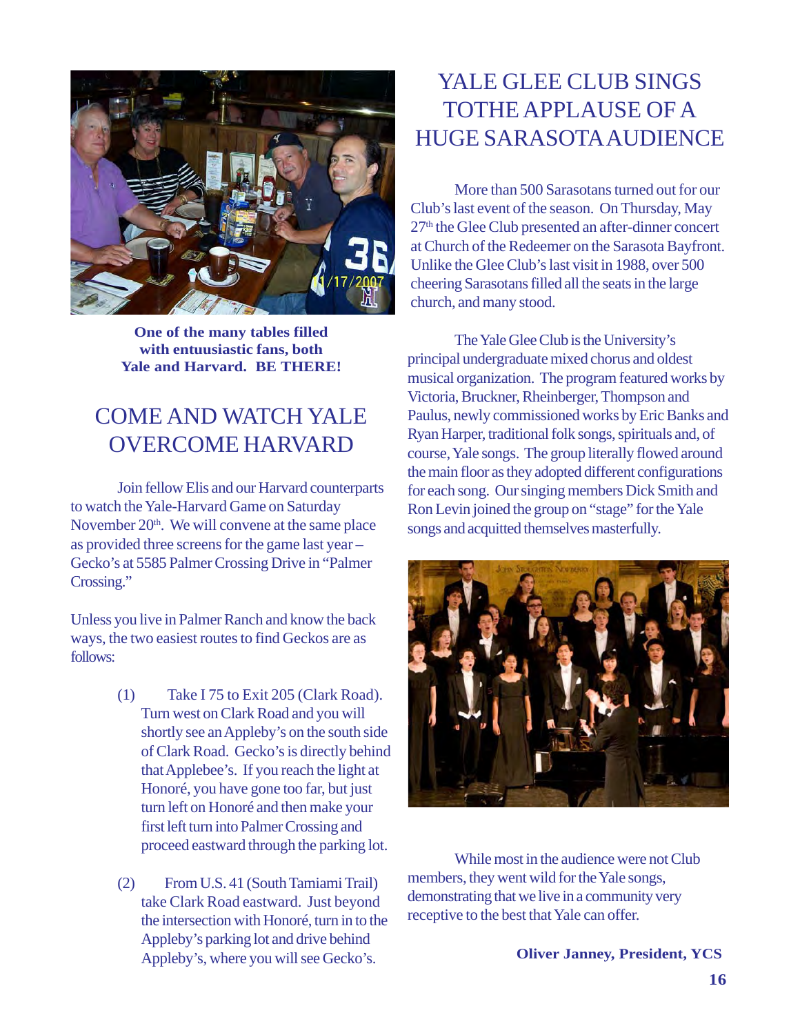One of the many tables filled with entuusiastic fans, both Yale and Harvard. BE THERE!

## COME AND WATCH YALE OVERCOME HARVARD

Join fellow Elis and our Harvard counterparts to watch the Yale-Harvard Game on Saturday November 20th. We will convene at the same place as provided three screens for the game last year – Gecko's at 5585 Palmer Crossing Drive in "Palmer Crossing."

Unless you live in Palmer Ranch and know the back ways, the two easiest routes to find Geckos are as follows:

(1) Take I 75 to Exit 205 (Clark Road). Turn west on Clark Road and you will shortly see an Appleby's on the south side of Clark Road. Gecko's is directly behind that Applebee's. If you reach the light at Honoré, you have gone too far, but just turn left on Honoré and then make your first left turn into Palmer Crossing and proceed eastward through the parking lot.

(2) From U.S. 41 (South Tamiami Trail) take Clark Road eastward. Just beyond the intersection with Honoré, turn in to the Appleby's parking lot and drive behind Appleby's, where you will see Gecko's.

## YALE GLEE CLUB SINGS TOTHE APPLAUSE OF A HUGE SARASOTA AUDIENCE

More than 500 Sarasotans turned out for our Club's last event of the season. On Thursday, May 27th the Glee Club presented an after-dinner concert at Church of the Redeemer on the Sarasota Bayfront. Unlike the Glee Club's last visit in 1988, over 500 cheering Sarasotans filled all the seats in the large church, and many stood.

The Yale Glee Club is the University's principal undergraduate mixed chorus and oldest musical organization. The program featured works by Victoria, Bruckner, Rheinberger, Thompson and Paulus, newly commissioned works by Eric Banks and Ryan Harper, traditional folk songs, spirituals and, of course, Yale songs. The group literally flowed around the main floor as they adopted different configurations for each song. Our singing members Dick Smith and Ron Levin joined the group on "stage" for the Yale songs and acquitted themselves masterfully.

While most in the audience were not Club members, they went wild for the Yale songs, demonstrating that we live in a community very receptive to the best that Yale can offer.

**Oliver Janney, President, YCS**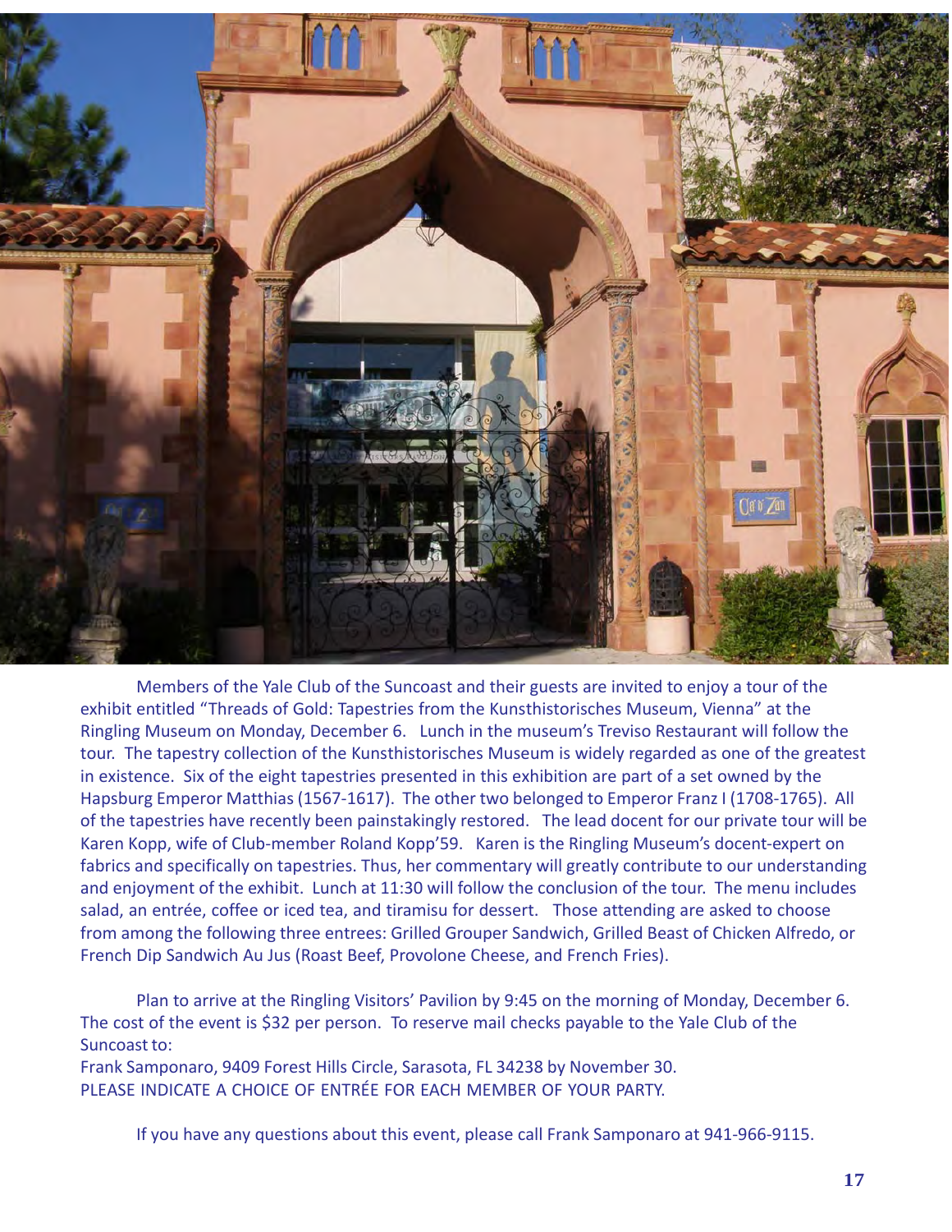Members of the Yale Club of the Suncoast and their guests are invited to enjoy a tour of the exhibit entitled "Threads of Gold: Tapestries from the Kunsthistorisches Museum, Vienna" at the Ringling Museum on Monday, December 6. Lunch in the museum's Treviso Restaurant will follow the tour. The tapestry collection of the Kunsthistorisches Museum is widely regarded as one of the greatest in existence. Six of the eight tapestries presented in this exhibition are part of a set owned by the Hapsburg Emperor Matthias (1567-1617). The other two belonged to Emperor Franz I (1708-1765). All of the tapestries have recently been painstakingly restored. The lead docent for our private tour will be Karen Kopp, wife of Club-member Roland Kopp'59. Karen is the Ringling Museum's docent-expert on fabrics and specifically on tapestries. Thus, her commentary will greatly contribute to our understanding and enjoyment of the exhibit. Lunch at 11:30 will follow the conclusion of the tour. The menu includes salad, an entrée, coffee or iced tea, and tiramisu for dessert. Those attending are asked to choose from among the following three entrees: Grilled Grouper Sandwich, Grilled Beast of Chicken Alfredo, or French Dip Sandwich Au Jus (Roast Beef, Provolone Cheese, and French Fries).

Plan to arrive at the Ringling Visitors' Pavilion by 9:45 on the morning of Monday, December 6. The cost of the event is $32 per person. To reserve mail checks payable to the Yale Club of the Suncoast to:
Frank Samponaro, 9409 Forest Hills Circle, Sarasota, FL 34238 by November 30.
PLEASE INDICATE A CHOICE OF ENTRÉE FOR EACH MEMBER OF YOUR PARTY.

If you have any questions about this event, please call Frank Samponaro at 941-966-9115.